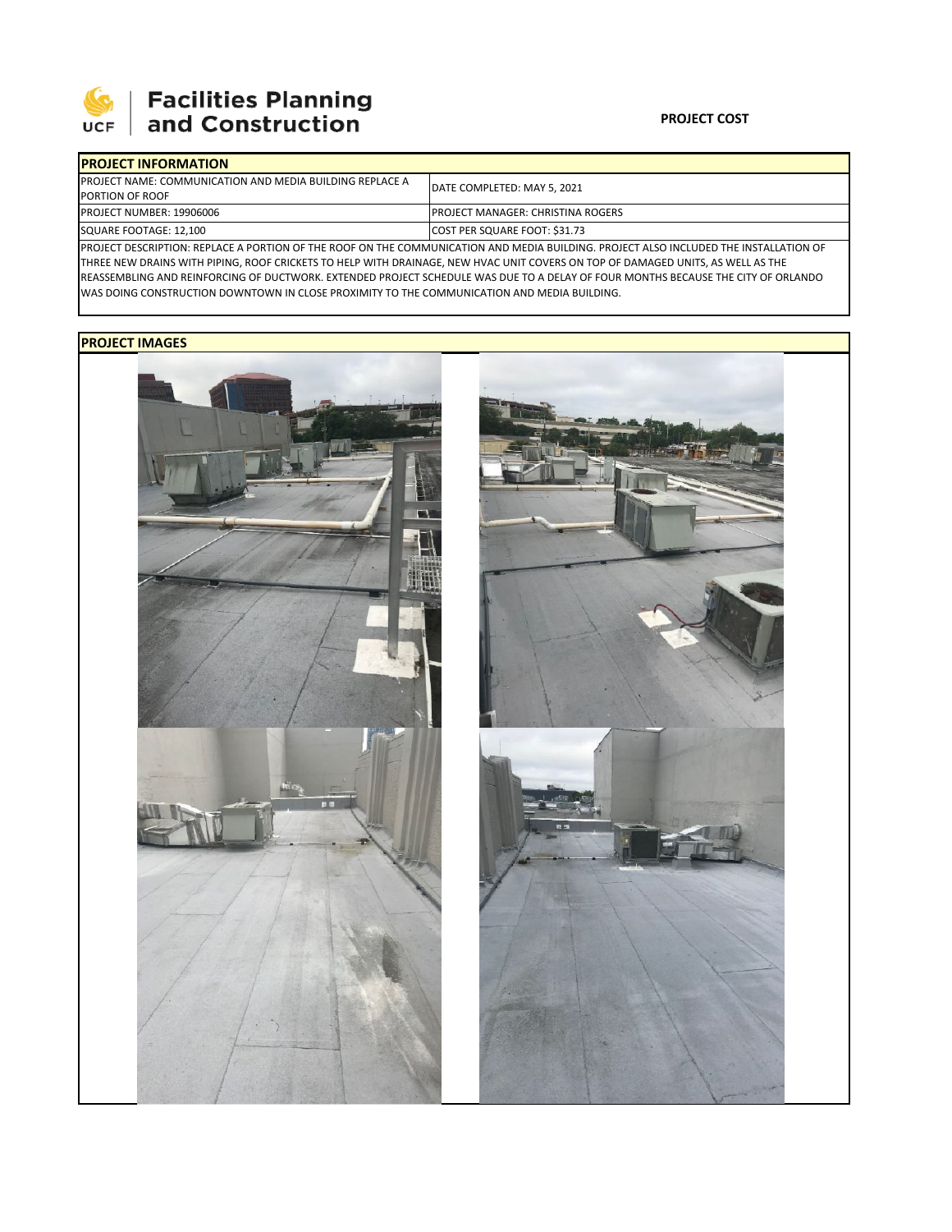Facilities Planning and Construction

**PROJECT COST**

## PROJECT INFORMATION

| PROJECT NAME: COMMUNICATION AND MEDIA BUILDING REPLACE A PORTION OF ROOF | DATE COMPLETED: MAY 5, 2021 |
|---|---|
| PROJECT NUMBER: 19906006 | PROJECT MANAGER: CHRISTINA ROGERS |
| SQUARE FOOTAGE: 12,100 | COST PER SQUARE FOOT: $31.73 |

PROJECT DESCRIPTION: REPLACE A PORTION OF THE ROOF ON THE COMMUNICATION AND MEDIA BUILDING. PROJECT ALSO INCLUDED THE INSTALLATION OF THREE NEW DRAINS WITH PIPING, ROOF CRICKETS TO HELP WITH DRAINAGE, NEW HVAC UNIT COVERS ON TOP OF DAMAGED UNITS, AS WELL AS THE REASSEMBLING AND REINFORCING OF DUCTWORK. EXTENDED PROJECT SCHEDULE WAS DUE TO A DELAY OF FOUR MONTHS BECAUSE THE CITY OF ORLANDO WAS DOING CONSTRUCTION DOWNTOWN IN CLOSE PROXIMITY TO THE COMMUNICATION AND MEDIA BUILDING.

## PROJECT IMAGES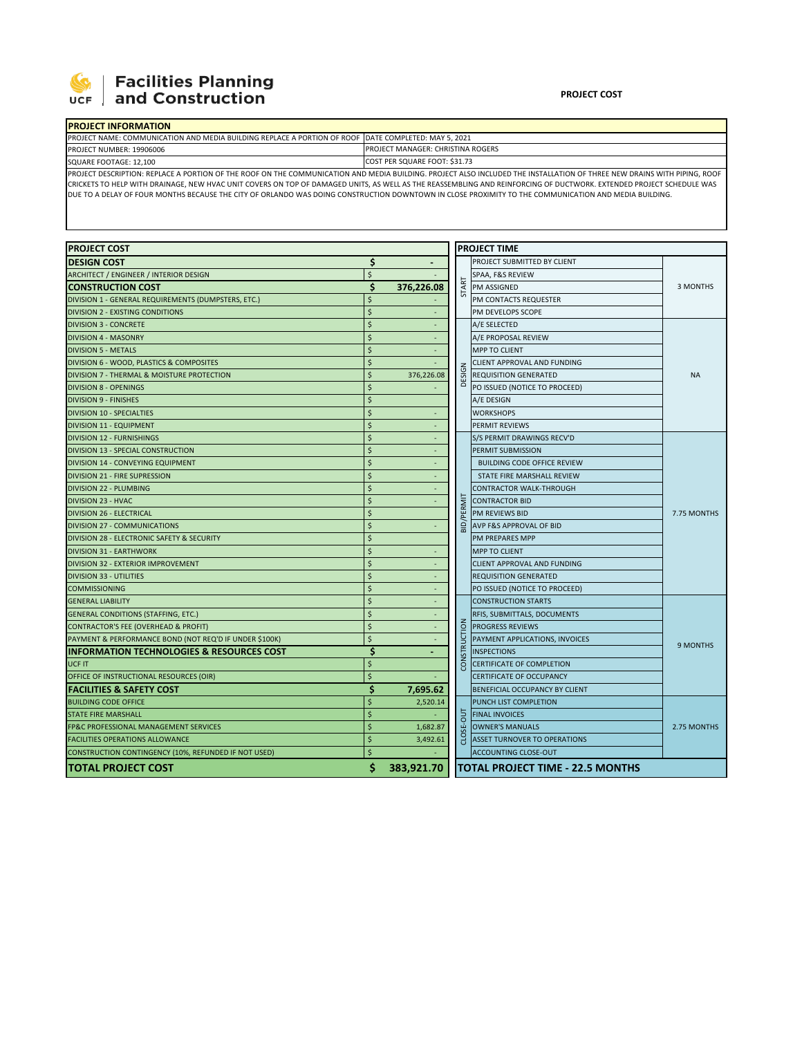**Facilities Planning and Construction**

**PROJECT COST**

| **PROJECT INFORMATION** | |
|---|---|
| PROJECT NAME: COMMUNICATION AND MEDIA BUILDING REPLACE A PORTION OF ROOF | DATE COMPLETED: MAY 5, 2021 |
| PROJECT NUMBER: 19906006 | PROJECT MANAGER: CHRISTINA ROGERS |
| SQUARE FOOTAGE: 12,100 | COST PER SQUARE FOOT: $31.73 |

PROJECT DESCRIPTION: REPLACE A PORTION OF THE ROOF ON THE COMMUNICATION AND MEDIA BUILDING. PROJECT ALSO INCLUDED THE INSTALLATION OF THREE NEW DRAINS WITH PIPING, ROOF CRICKETS TO HELP WITH DRAINAGE, NEW HVAC UNIT COVERS ON TOP OF DAMAGED UNITS, AS WELL AS THE REASSEMBLING AND REINFORCING OF DUCTWORK. EXTENDED PROJECT SCHEDULE WAS DUE TO A DELAY OF FOUR MONTHS BECAUSE THE CITY OF ORLANDO WAS DOING CONSTRUCTION DOWNTOWN IN CLOSE PROXIMITY TO THE COMMUNICATION AND MEDIA BUILDING.

| **PROJECT COST** | |
|---|---|
| **DESIGN COST** | **$ -** |
| ARCHITECT / ENGINEER / INTERIOR DESIGN | $ - |
| **CONSTRUCTION COST** | **$ 376,226.08** |
| DIVISION 1 - GENERAL REQUIREMENTS (DUMPSTERS, ETC.) | $ - |
| DIVISION 2 - EXISTING CONDITIONS | $ - |
| DIVISION 3 - CONCRETE | $ - |
| DIVISION 4 - MASONRY | $ - |
| DIVISION 5 - METALS | $ - |
| DIVISION 6 - WOOD, PLASTICS & COMPOSITES | $ - |
| DIVISION 7 - THERMAL & MOISTURE PROTECTION | $ 376,226.08 |
| DIVISION 8 - OPENINGS | $ - |
| DIVISION 9 - FINISHES | $ |
| DIVISION 10 - SPECIALTIES | $ - |
| DIVISION 11 - EQUIPMENT | $ - |
| DIVISION 12 - FURNISHINGS | $ - |
| DIVISION 13 - SPECIAL CONSTRUCTION | $ - |
| DIVISION 14 - CONVEYING EQUIPMENT | $ - |
| DIVISION 21 - FIRE SUPRESSION | $ - |
| DIVISION 22 - PLUMBING | $ - |
| DIVISION 23 - HVAC | $ - |
| DIVISION 26 - ELECTRICAL | $ |
| DIVISION 27 - COMMUNICATIONS | $ - |
| DIVISION 28 - ELECTRONIC SAFETY & SECURITY | $ |
| DIVISION 31 - EARTHWORK | $ - |
| DIVISION 32 - EXTERIOR IMPROVEMENT | $ - |
| DIVISION 33 - UTILITIES | $ - |
| COMMISSIONING | $ - |
| GENERAL LIABILITY | $ - |
| GENERAL CONDITIONS (STAFFING, ETC.) | $ - |
| CONTRACTOR'S FEE (OVERHEAD & PROFIT) | $ - |
| PAYMENT & PERFORMANCE BOND (NOT REQ'D IF UNDER $100K) | $ - |
| **INFORMATION TECHNOLOGIES & RESOURCES COST** | **$ -** |
| UCF IT | $ |
| OFFICE OF INSTRUCTIONAL RESOURCES (OIR) | $ - |
| **FACILITIES & SAFETY COST** | **$ 7,695.62** |
| BUILDING CODE OFFICE | $ 2,520.14 |
| STATE FIRE MARSHALL | $ - |
| FP&C PROFESSIONAL MANAGEMENT SERVICES | $ 1,682.87 |
| FACILITIES OPERATIONS ALLOWANCE | $ 3,492.61 |
| CONSTRUCTION CONTINGENCY (10%, REFUNDED IF NOT USED) | $ - |
| **TOTAL PROJECT COST** | **$ 383,921.70** |

| **PROJECT TIME** | | |
|---|---|---|
| START | PROJECT SUBMITTED BY CLIENT | 3 MONTHS |
| | SPAA, F&S REVIEW | |
| | PM ASSIGNED | |
| | PM CONTACTS REQUESTER | |
| | PM DEVELOPS SCOPE | |
| DESIGN | A/E SELECTED | NA |
| | A/E PROPOSAL REVIEW | |
| | MPP TO CLIENT | |
| | CLIENT APPROVAL AND FUNDING | |
| | REQUISITION GENERATED | |
| | PO ISSUED (NOTICE TO PROCEED) | |
| | A/E DESIGN | |
| | WORKSHOPS | |
| | PERMIT REVIEWS | |
| BID/PERMIT | S/S PERMIT DRAWINGS RECV'D | 7.75 MONTHS |
| | PERMIT SUBMISSION | |
| | BUILDING CODE OFFICE REVIEW | |
| | STATE FIRE MARSHALL REVIEW | |
| | CONTRACTOR WALK-THROUGH | |
| | CONTRACTOR BID | |
| | PM REVIEWS BID | |
| | AVP F&S APPROVAL OF BID | |
| | PM PREPARES MPP | |
| | MPP TO CLIENT | |
| | CLIENT APPROVAL AND FUNDING | |
| | REQUISITION GENERATED | |
| | PO ISSUED (NOTICE TO PROCEED) | |
| CONSTRUCTION | CONSTRUCTION STARTS | 9 MONTHS |
| | RFIS, SUBMITTALS, DOCUMENTS | |
| | PROGRESS REVIEWS | |
| | PAYMENT APPLICATIONS, INVOICES | |
| | INSPECTIONS | |
| | CERTIFICATE OF COMPLETION | |
| | CERTIFICATE OF OCCUPANCY | |
| | BENEFICIAL OCCUPANCY BY CLIENT | |
| CLOSE-OUT | PUNCH LIST COMPLETION | 2.75 MONTHS |
| | FINAL INVOICES | |
| | OWNER'S MANUALS | |
| | ASSET TURNOVER TO OPERATIONS | |
| | ACCOUNTING CLOSE-OUT | |
| **TOTAL PROJECT TIME - 22.5 MONTHS** | | |